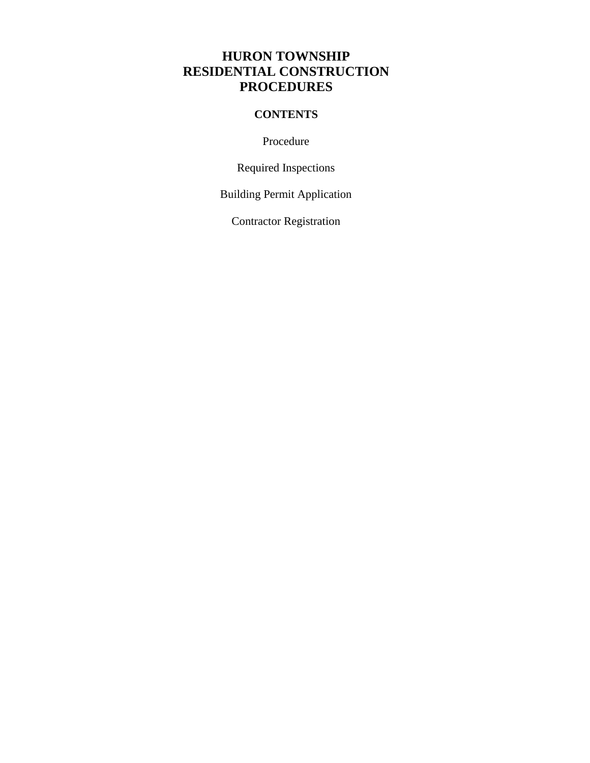# HURON TOWNSHIP
# RESIDENTIAL CONSTRUCTION
# PROCEDURES

## CONTENTS

Procedure

Required Inspections

Building Permit Application

Contractor Registration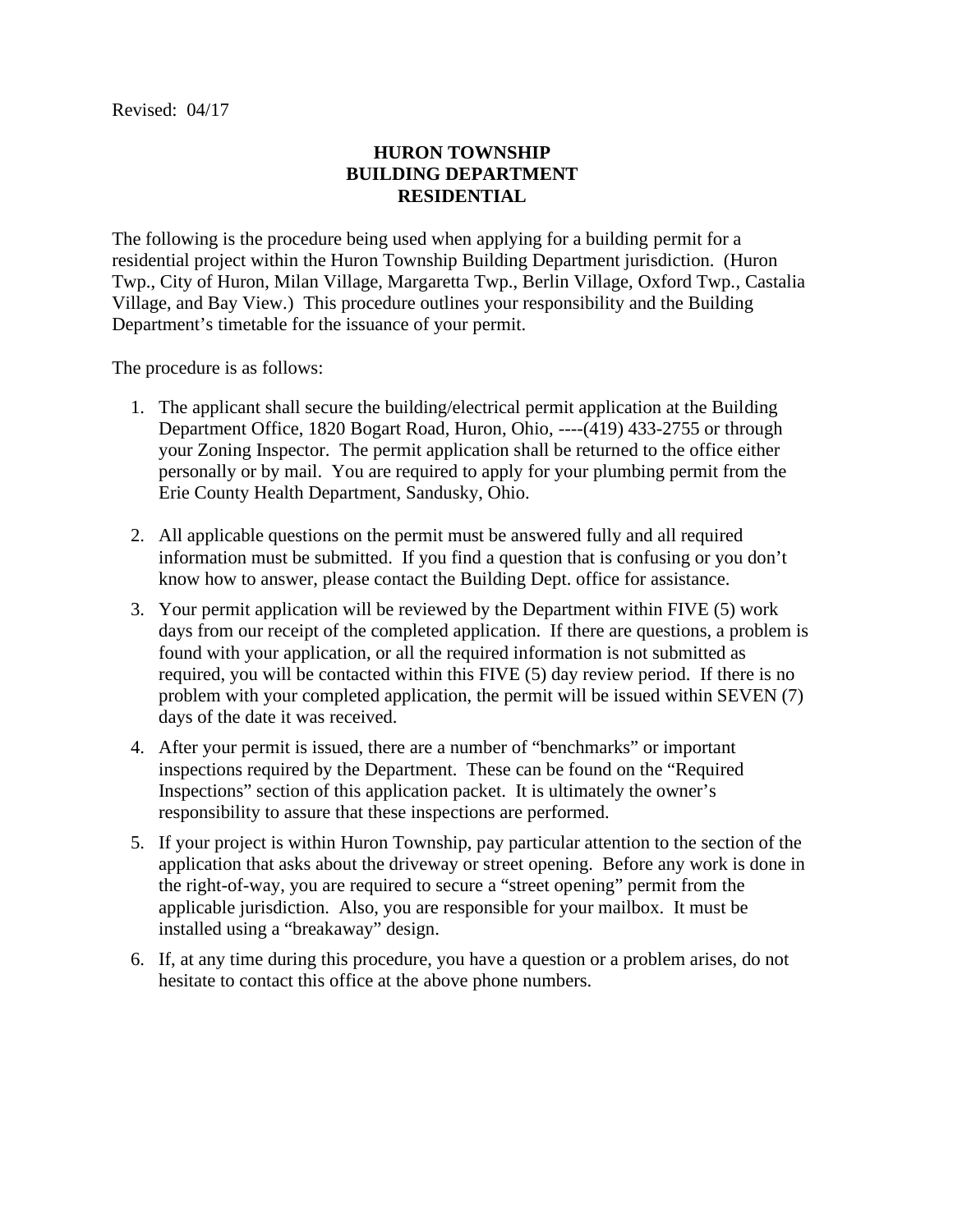Revised: 04/17

# HURON TOWNSHIP
# BUILDING DEPARTMENT
# RESIDENTIAL

The following is the procedure being used when applying for a building permit for a residential project within the Huron Township Building Department jurisdiction. (Huron Twp., City of Huron, Milan Village, Margaretta Twp., Berlin Village, Oxford Twp., Castalia Village, and Bay View.) This procedure outlines your responsibility and the Building Department's timetable for the issuance of your permit.

The procedure is as follows:

1. The applicant shall secure the building/electrical permit application at the Building Department Office, 1820 Bogart Road, Huron, Ohio, ----(419) 433-2755 or through your Zoning Inspector. The permit application shall be returned to the office either personally or by mail. You are required to apply for your plumbing permit from the Erie County Health Department, Sandusky, Ohio.

2. All applicable questions on the permit must be answered fully and all required information must be submitted. If you find a question that is confusing or you don't know how to answer, please contact the Building Dept. office for assistance.

3. Your permit application will be reviewed by the Department within FIVE (5) work days from our receipt of the completed application. If there are questions, a problem is found with your application, or all the required information is not submitted as required, you will be contacted within this FIVE (5) day review period. If there is no problem with your completed application, the permit will be issued within SEVEN (7) days of the date it was received.

4. After your permit is issued, there are a number of "benchmarks" or important inspections required by the Department. These can be found on the "Required Inspections" section of this application packet. It is ultimately the owner's responsibility to assure that these inspections are performed.

5. If your project is within Huron Township, pay particular attention to the section of the application that asks about the driveway or street opening. Before any work is done in the right-of-way, you are required to secure a "street opening" permit from the applicable jurisdiction. Also, you are responsible for your mailbox. It must be installed using a "breakaway" design.

6. If, at any time during this procedure, you have a question or a problem arises, do not hesitate to contact this office at the above phone numbers.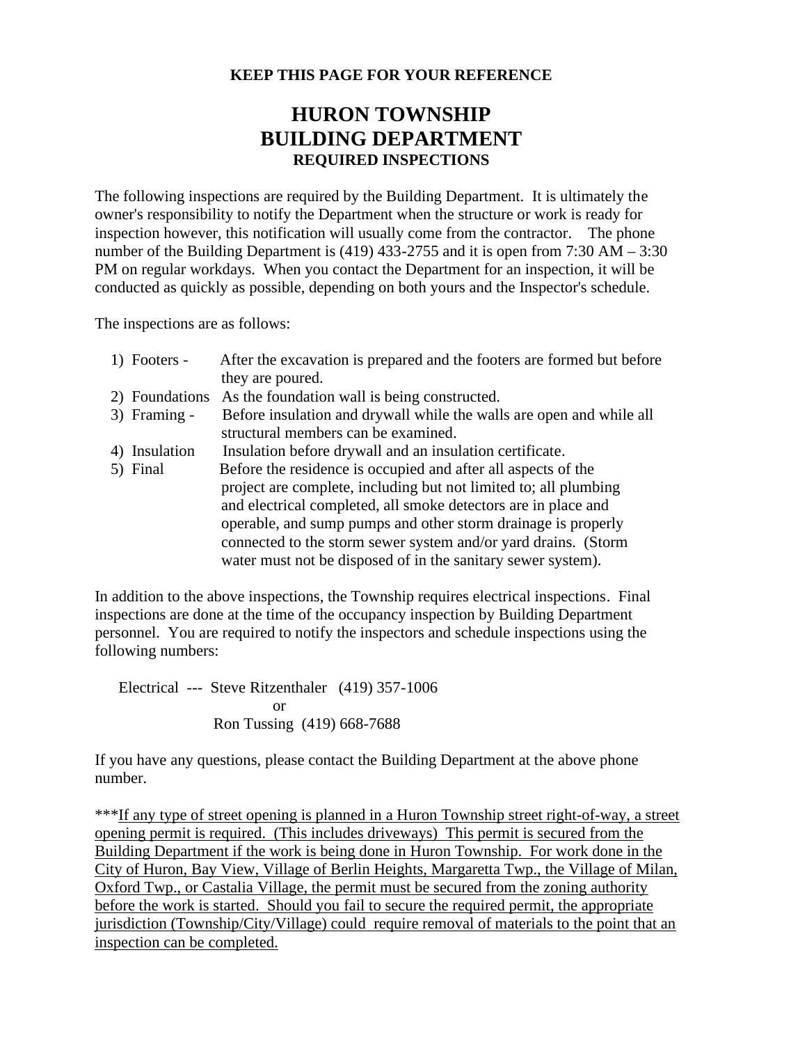**KEEP THIS PAGE FOR YOUR REFERENCE**

# HURON TOWNSHIP
# BUILDING DEPARTMENT
## REQUIRED INSPECTIONS

The following inspections are required by the Building Department. It is ultimately the owner's responsibility to notify the Department when the structure or work is ready for inspection however, this notification will usually come from the contractor. The phone number of the Building Department is (419) 433-2755 and it is open from 7:30 AM – 3:30 PM on regular workdays. When you contact the Department for an inspection, it will be conducted as quickly as possible, depending on both yours and the Inspector's schedule.

The inspections are as follows:

1) Footers - After the excavation is prepared and the footers are formed but before they are poured.
2) Foundations As the foundation wall is being constructed.
3) Framing - Before insulation and drywall while the walls are open and while all structural members can be examined.
4) Insulation Insulation before drywall and an insulation certificate.
5) Final Before the residence is occupied and after all aspects of the project are complete, including but not limited to; all plumbing and electrical completed, all smoke detectors are in place and operable, and sump pumps and other storm drainage is properly connected to the storm sewer system and/or yard drains. (Storm water must not be disposed of in the sanitary sewer system).

In addition to the above inspections, the Township requires electrical inspections. Final inspections are done at the time of the occupancy inspection by Building Department personnel. You are required to notify the inspectors and schedule inspections using the following numbers:

Electrical --- Steve Ritzenthaler (419) 357-1006
or
Ron Tussing (419) 668-7688

If you have any questions, please contact the Building Department at the above phone number.

***<u>If any type of street opening is planned in a Huron Township street right-of-way, a street opening permit is required. (This includes driveways) This permit is secured from the Building Department if the work is being done in Huron Township. For work done in the City of Huron, Bay View, Village of Berlin Heights, Margaretta Twp., the Village of Milan, Oxford Twp., or Castalia Village, the permit must be secured from the zoning authority before the work is started. Should you fail to secure the required permit, the appropriate jurisdiction (Township/City/Village) could require removal of materials to the point that an inspection can be completed.</u>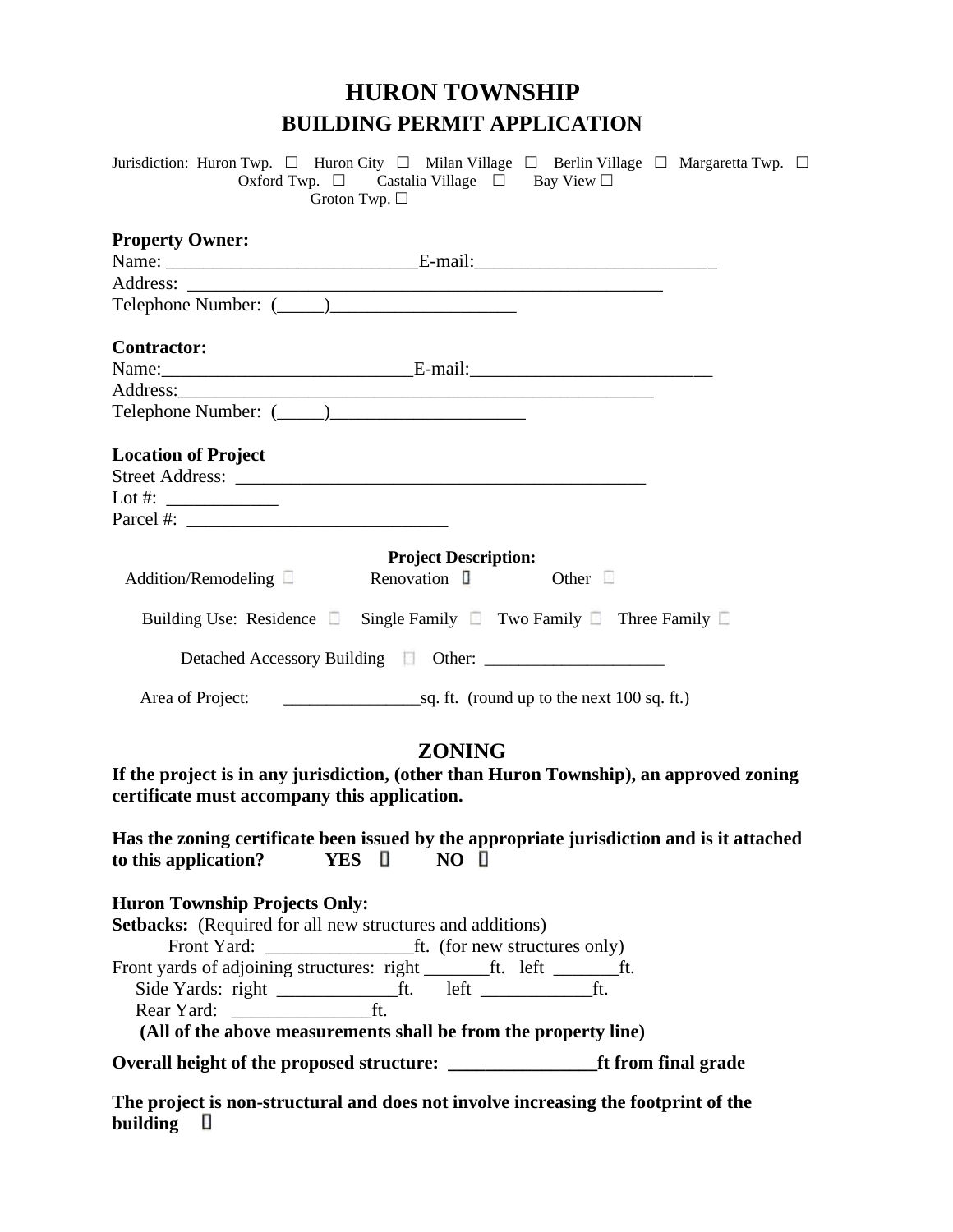# HURON TOWNSHIP
## BUILDING PERMIT APPLICATION

Jurisdiction: Huron Twp. ☐ Huron City ☐ Milan Village ☐ Berlin Village ☐ Margaretta Twp. ☐ Oxford Twp. ☐ Castalia Village ☐ Bay View ☐ Groton Twp. ☐

**Property Owner:**
Name: ___________________________E-mail:__________________________
Address: ____________________________________________________
Telephone Number: (_____)____________________

**Contractor:**
Name:___________________________E-mail:__________________________
Address:____________________________________________________
Telephone Number: (_____)_____________________

**Location of Project**
Street Address: ____________________________________________
Lot #: ____________
Parcel #: ____________________________

**Project Description:**

Addition/Remodeling ☐ Renovation ☐ Other ☐

Building Use: Residence ☐ Single Family ☐ Two Family ☐ Three Family ☐

Detached Accessory Building ☐ Other: _____________________

Area of Project: ________________sq. ft. (round up to the next 100 sq. ft.)

## ZONING

**If the project is in any jurisdiction, (other than Huron Township), an approved zoning certificate must accompany this application.**

**Has the zoning certificate been issued by the appropriate jurisdiction and is it attached to this application? YES ☐ NO ☐**

**Huron Township Projects Only:**
**Setbacks:** (Required for all new structures and additions)
Front Yard: ________________ft. (for new structures only)
Front yards of adjoining structures: right _______ft. left _______ft.
Side Yards: right _____________ft. left ____________ft.
Rear Yard: _______________ft.
**(All of the above measurements shall be from the property line)**

**Overall height of the proposed structure: ________________ft from final grade**

**The project is non-structural and does not involve increasing the footprint of the building** ☐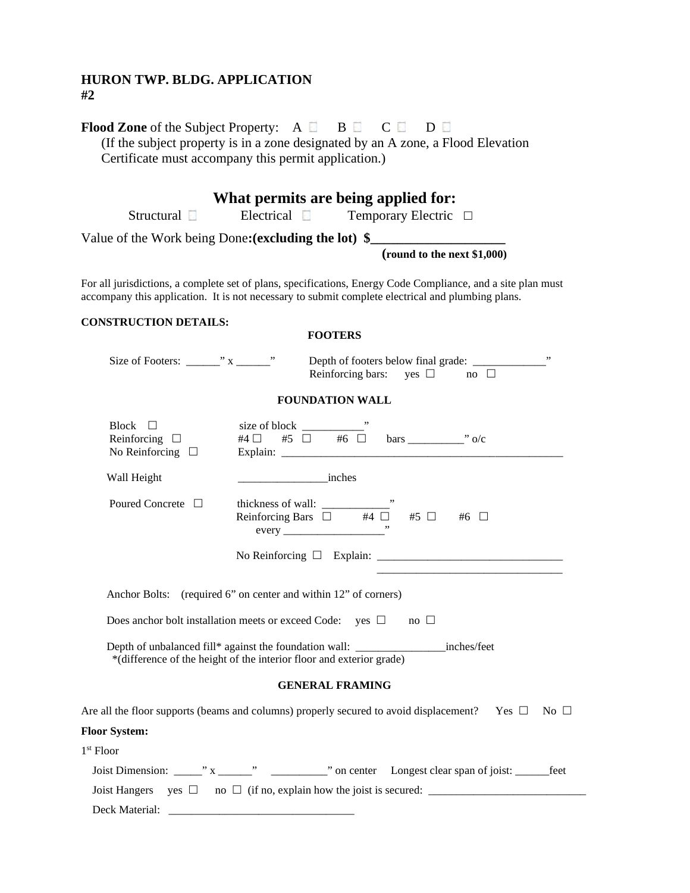**HURON TWP. BLDG. APPLICATION**
**#2**

**Flood Zone** of the Subject Property: A ☐ B ☐ C ☐ D ☐
(If the subject property is in a zone designated by an A zone, a Flood Elevation Certificate must accompany this permit application.)

## What permits are being applied for:

Structural ☐ Electrical ☐ Temporary Electric ☐

Value of the Work being Done**:(excluding the lot) $\_\_\_\_\_\_\_\_\_\_\_\_\_\_\_\_\_\_\_\_**
**(round to the next $1,000)**

For all jurisdictions, a complete set of plans, specifications, Energy Code Compliance, and a site plan must accompany this application. It is not necessary to submit complete electrical and plumbing plans.

**CONSTRUCTION DETAILS:**

**FOOTERS**

Size of Footers: ______” x ______” Depth of footers below final grade: _____________”
Reinforcing bars: yes ☐ no ☐

**FOUNDATION WALL**

Block ☐ size of block ___________”
Reinforcing ☐ #4 ☐ #5 ☐ #6 ☐ bars __________” o/c
No Reinforcing ☐ Explain: ____________________________________________________

Wall Height ________________inches

Poured Concrete ☐ thickness of wall: ____________”
Reinforcing Bars ☐ #4 ☐ #5 ☐ #6 ☐
every __________________”

No Reinforcing ☐ Explain: _________________________________
_________________________________

Anchor Bolts: (required 6” on center and within 12” of corners)

Does anchor bolt installation meets or exceed Code: yes ☐ no ☐

Depth of unbalanced fill* against the foundation wall: ________________inches/feet
*(difference of the height of the interior floor and exterior grade)

**GENERAL FRAMING**

Are all the floor supports (beams and columns) properly secured to avoid displacement? Yes ☐ No ☐

**Floor System:**

1st Floor

Joist Dimension: _____” x ______” __________” on center Longest clear span of joist: ______feet

Joist Hangers yes ☐ no ☐ (if no, explain how the joist is secured: ____________________________

Deck Material: _________________________________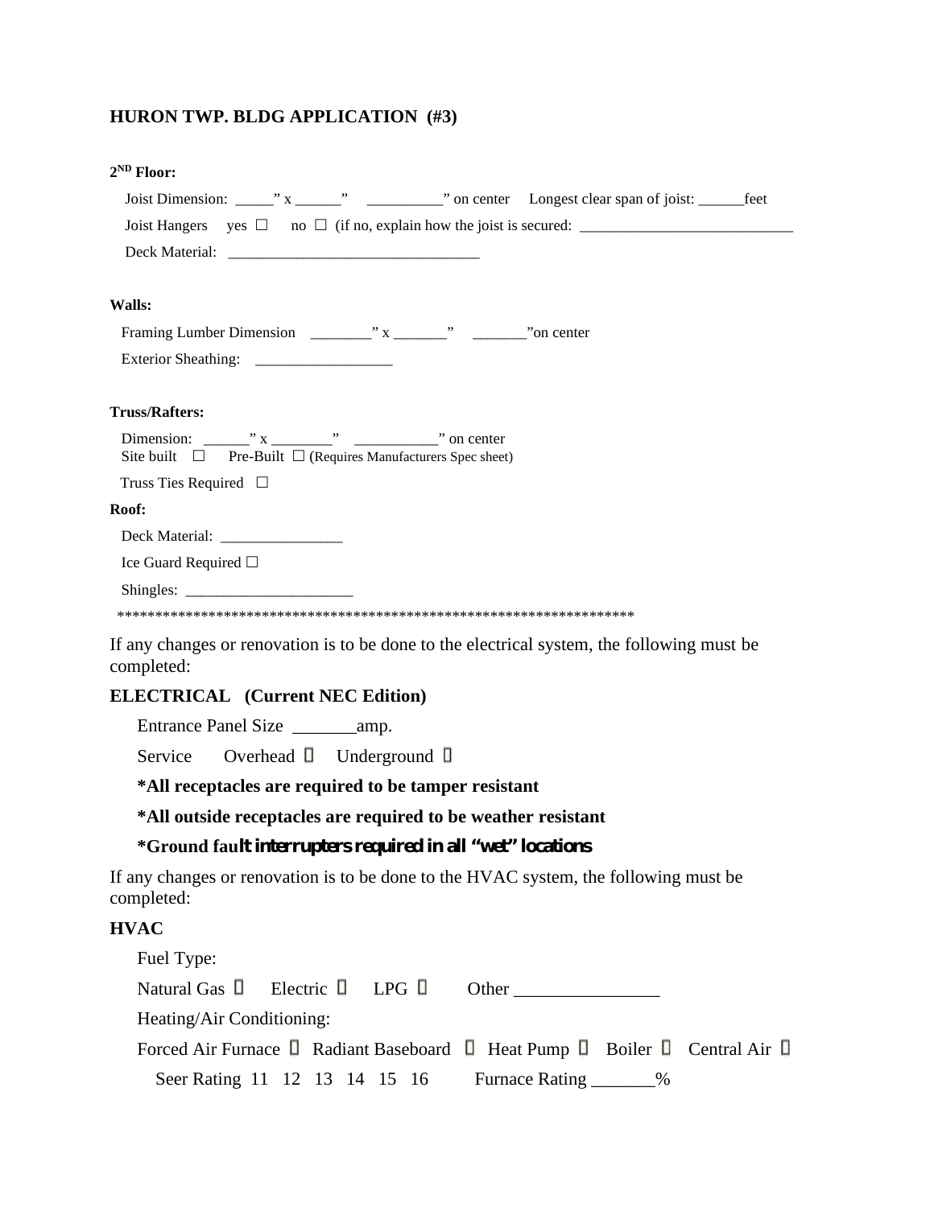**HURON TWP. BLDG APPLICATION (#3)**

**2ND Floor:**

Joist Dimension: _____" x ______" __________" on center Longest clear span of joist: ______feet

Joist Hangers yes ☐ no ☐ (if no, explain how the joist is secured: ____________________________

Deck Material: _________________________________

**Walls:**

Framing Lumber Dimension ________" x _______" _______"on center

Exterior Sheathing: __________________

**Truss/Rafters:**

Dimension: ______" x ________" ___________" on center
Site built ☐ Pre-Built ☐ (Requires Manufacturers Spec sheet)

Truss Ties Required ☐

**Roof:**

Deck Material: ________________

Ice Guard Required ☐

Shingles: ______________________

*********************************************************************

If any changes or renovation is to be done to the electrical system, the following must be completed:

**ELECTRICAL (Current NEC Edition)**

Entrance Panel Size _______amp.

Service Overhead ☐ Underground ☐

**\*All receptacles are required to be tamper resistant**

**\*All outside receptacles are required to be weather resistant**

**\*Ground fault interrupters required in all "wet" locations**

If any changes or renovation is to be done to the HVAC system, the following must be completed:

**HVAC**

Fuel Type:

Natural Gas ☐ Electric ☐ LPG ☐ Other ________________

Heating/Air Conditioning:

Forced Air Furnace ☐ Radiant Baseboard ☐ Heat Pump ☐ Boiler ☐ Central Air ☐

Seer Rating 11 12 13 14 15 16 Furnace Rating _______%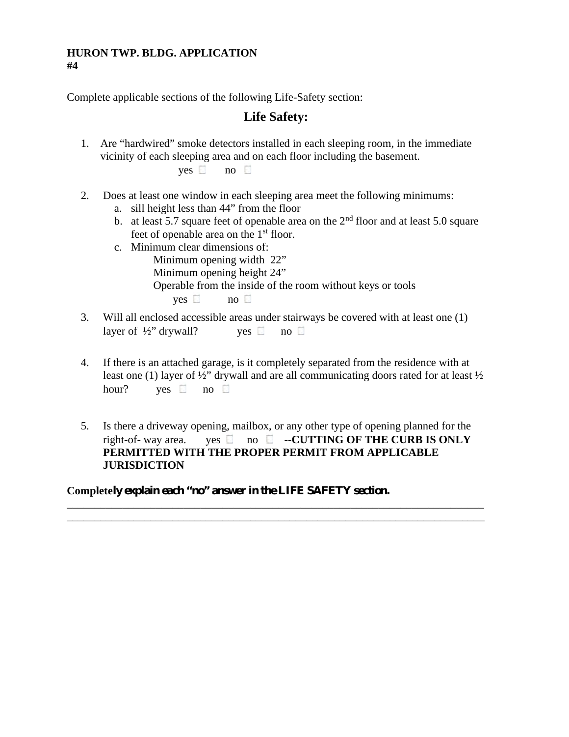**HURON TWP. BLDG. APPLICATION**
**#4**

Complete applicable sections of the following Life-Safety section:

## Life Safety:

1. Are “hardwired” smoke detectors installed in each sleeping room, in the immediate vicinity of each sleeping area and on each floor including the basement.
   yes ☐ no ☐

2. Does at least one window in each sleeping area meet the following minimums:
   a. sill height less than 44” from the floor
   b. at least 5.7 square feet of openable area on the 2nd floor and at least 5.0 square feet of openable area on the 1st floor.
   c. Minimum clear dimensions of:
      Minimum opening width 22”
      Minimum opening height 24”
      Operable from the inside of the room without keys or tools
   yes ☐ no ☐

3. Will all enclosed accessible areas under stairways be covered with at least one (1) layer of ½” drywall? yes ☐ no ☐

4. If there is an attached garage, is it completely separated from the residence with at least one (1) layer of ½” drywall and are all communicating doors rated for at least ½ hour? yes ☐ no ☐

5. Is there a driveway opening, mailbox, or any other type of opening planned for the right-of- way area. yes ☐ no ☐ --**CUTTING OF THE CURB IS ONLY PERMITTED WITH THE PROPER PERMIT FROM APPLICABLE JURISDICTION**

**Completely explain each “no” answer in the LIFE SAFETY section.**

______________________________________________________________________________

______________________________________________________________________________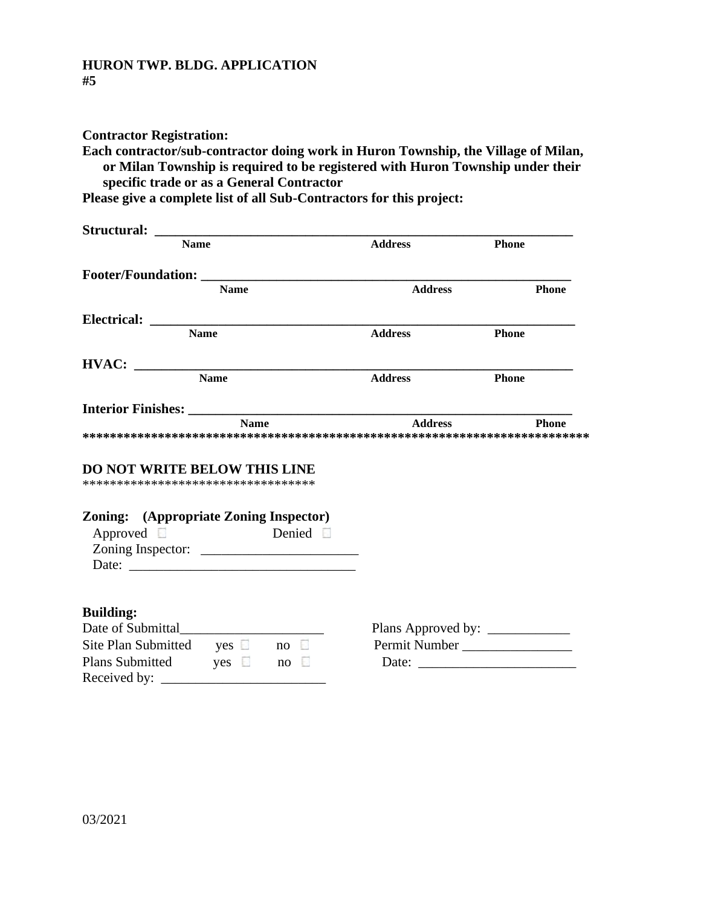**HURON TWP. BLDG. APPLICATION**
**#5**

**Contractor Registration:**

**Each contractor/sub-contractor doing work in Huron Township, the Village of Milan, or Milan Township is required to be registered with Huron Township under their specific trade or as a General Contractor**

**Please give a complete list of all Sub-Contractors for this project:**

**Structural:** ________________________________________________________________

**Name** **Address** **Phone**

**Footer/Foundation:** ________________________________________________________

**Name** **Address** **Phone**

**Electrical:** ________________________________________________________________

**Name** **Address** **Phone**

**HVAC:** ___________________________________________________________________

**Name** **Address** **Phone**

**Interior Finishes:** __________________________________________________________

**Name** **Address** **Phone**

**************************************************************************

**DO NOT WRITE BELOW THIS LINE**

***********************************

**Zoning: (Appropriate Zoning Inspector)**

Approved ☐ Denied ☐

Zoning Inspector: _______________________

Date: _________________________________

**Building:**

Date of Submittal_____________________

Site Plan Submitted yes ☐ no ☐

Plans Submitted yes ☐ no ☐

Received by: ________________________

Plans Approved by: ____________

Permit Number ________________

Date: _______________________

03/2021